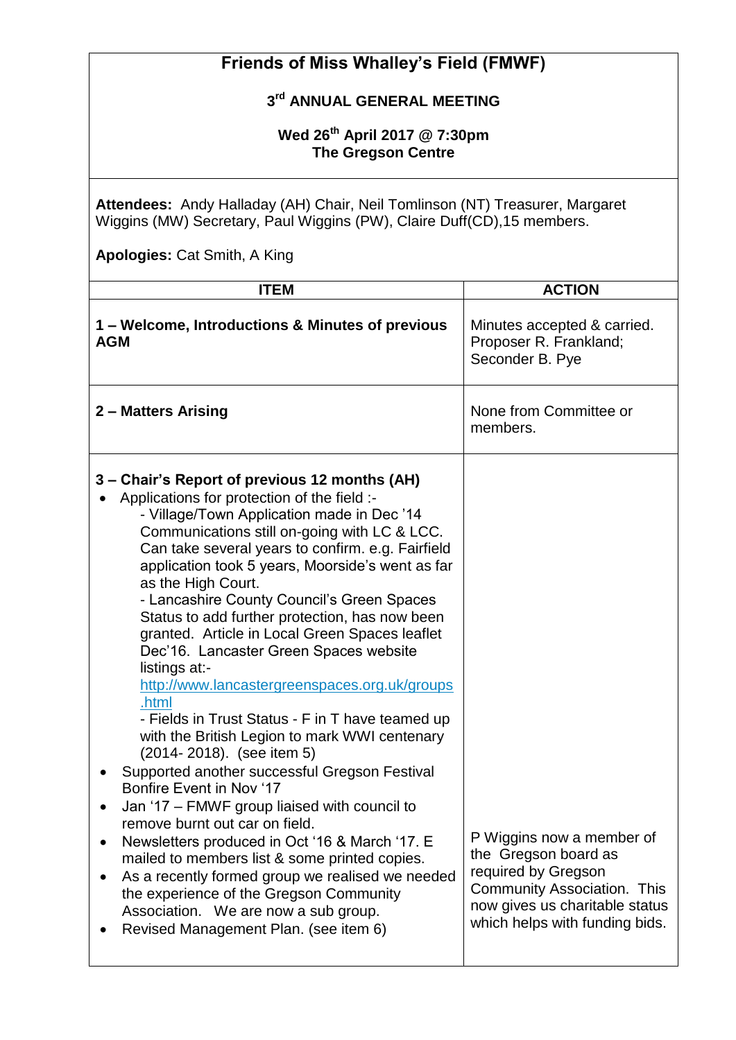# Friends of Miss Whalley's Field (FMWF)

## 3rd ANNUAL GENERAL MEETING

**Wed 26th April 2017 @ 7:30pm**
**The Gregson Centre**

**Attendees:** Andy Halladay (AH) Chair, Neil Tomlinson (NT) Treasurer, Margaret Wiggins (MW) Secretary, Paul Wiggins (PW), Claire Duff(CD),15 members.

**Apologies:** Cat Smith, A King

| ITEM | ACTION |
|---|---|
| **1 – Welcome, Introductions & Minutes of previous AGM** | Minutes accepted & carried. Proposer R. Frankland; Seconder B. Pye |
| **2 – Matters Arising** | None from Committee or members. |
| **3 – Chair's Report of previous 12 months (AH)**<br>• Applications for protection of the field :-<br>- Village/Town Application made in Dec '14 Communications still on-going with LC & LCC. Can take several years to confirm. e.g. Fairfield application took 5 years, Moorside's went as far as the High Court.<br>- Lancashire County Council's Green Spaces Status to add further protection, has now been granted. Article in Local Green Spaces leaflet Dec'16. Lancaster Green Spaces website listings at:- [http://www.lancastergreenspaces.org.uk/groups.html](http://www.lancastergreenspaces.org.uk/groups.html)<br>- Fields in Trust Status - F in T have teamed up with the British Legion to mark WWI centenary (2014- 2018). (see item 5)<br>• Supported another successful Gregson Festival Bonfire Event in Nov '17<br>• Jan '17 – FMWF group liaised with council to remove burnt out car on field.<br>• Newsletters produced in Oct '16 & March '17. E mailed to members list & some printed copies.<br>• As a recently formed group we realised we needed the experience of the Gregson Community Association. We are now a sub group.<br>• Revised Management Plan. (see item 6) | P Wiggins now a member of the Gregson board as required by Gregson Community Association. This now gives us charitable status which helps with funding bids. |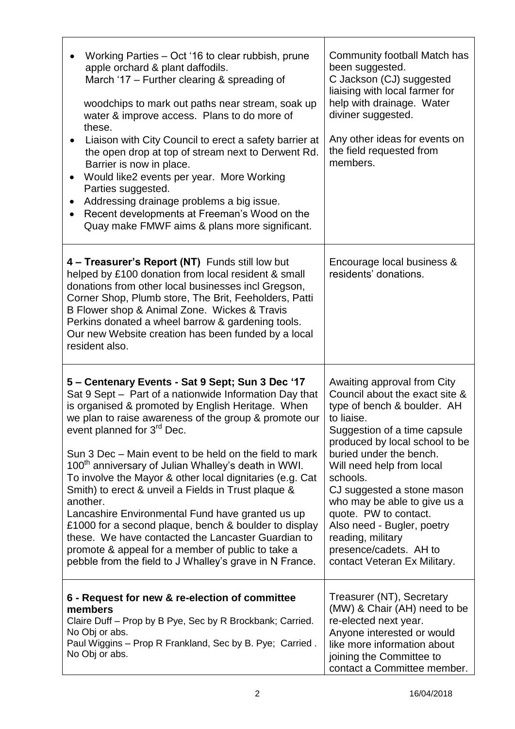| | |
|---|---|
| • Working Parties – Oct '16 to clear rubbish, prune apple orchard & plant daffodils.<br>March '17 – Further clearing & spreading of woodchips to mark out paths near stream, soak up water & improve access. Plans to do more of these.<br>• Liaison with City Council to erect a safety barrier at the open drop at top of stream next to Derwent Rd. Barrier is now in place.<br>• Would like2 events per year. More Working Parties suggested.<br>• Addressing drainage problems a big issue.<br>• Recent developments at Freeman's Wood on the Quay make FMWF aims & plans more significant. | Community football Match has been suggested.<br>C Jackson (CJ) suggested liaising with local farmer for help with drainage. Water diviner suggested.<br><br>Any other ideas for events on the field requested from members. |
| **4 – Treasurer's Report (NT)** Funds still low but helped by £100 donation from local resident & small donations from other local businesses incl Gregson, Corner Shop, Plumb store, The Brit, Feeholders, Patti B Flower shop & Animal Zone. Wickes & Travis Perkins donated a wheel barrow & gardening tools. Our new Website creation has been funded by a local resident also. | Encourage local business & residents' donations. |
| **5 – Centenary Events - Sat 9 Sept; Sun 3 Dec '17**<br>Sat 9 Sept – Part of a nationwide Information Day that is organised & promoted by English Heritage. When we plan to raise awareness of the group & promote our event planned for 3rd Dec.<br><br>Sun 3 Dec – Main event to be held on the field to mark 100th anniversary of Julian Whalley's death in WWI. To involve the Mayor & other local dignitaries (e.g. Cat Smith) to erect & unveil a Fields in Trust plaque & another.<br>Lancashire Environmental Fund have granted us up £1000 for a second plaque, bench & boulder to display these. We have contacted the Lancaster Guardian to promote & appeal for a member of public to take a pebble from the field to J Whalley's grave in N France. | Awaiting approval from City Council about the exact site & type of bench & boulder. AH to liaise.<br>Suggestion of a time capsule produced by local school to be buried under the bench.<br>Will need help from local schools.<br>CJ suggested a stone mason who may be able to give us a quote. PW to contact.<br>Also need - Bugler, poetry reading, military presence/cadets. AH to contact Veteran Ex Military. |
| **6 - Request for new & re-election of committee members**<br>Claire Duff – Prop by B Pye, Sec by R Brockbank; Carried. No Obj or abs.<br>Paul Wiggins – Prop R Frankland, Sec by B. Pye; Carried . No Obj or abs. | Treasurer (NT), Secretary (MW) & Chair (AH) need to be re-elected next year.<br>Anyone interested or would like more information about joining the Committee to contact a Committee member. |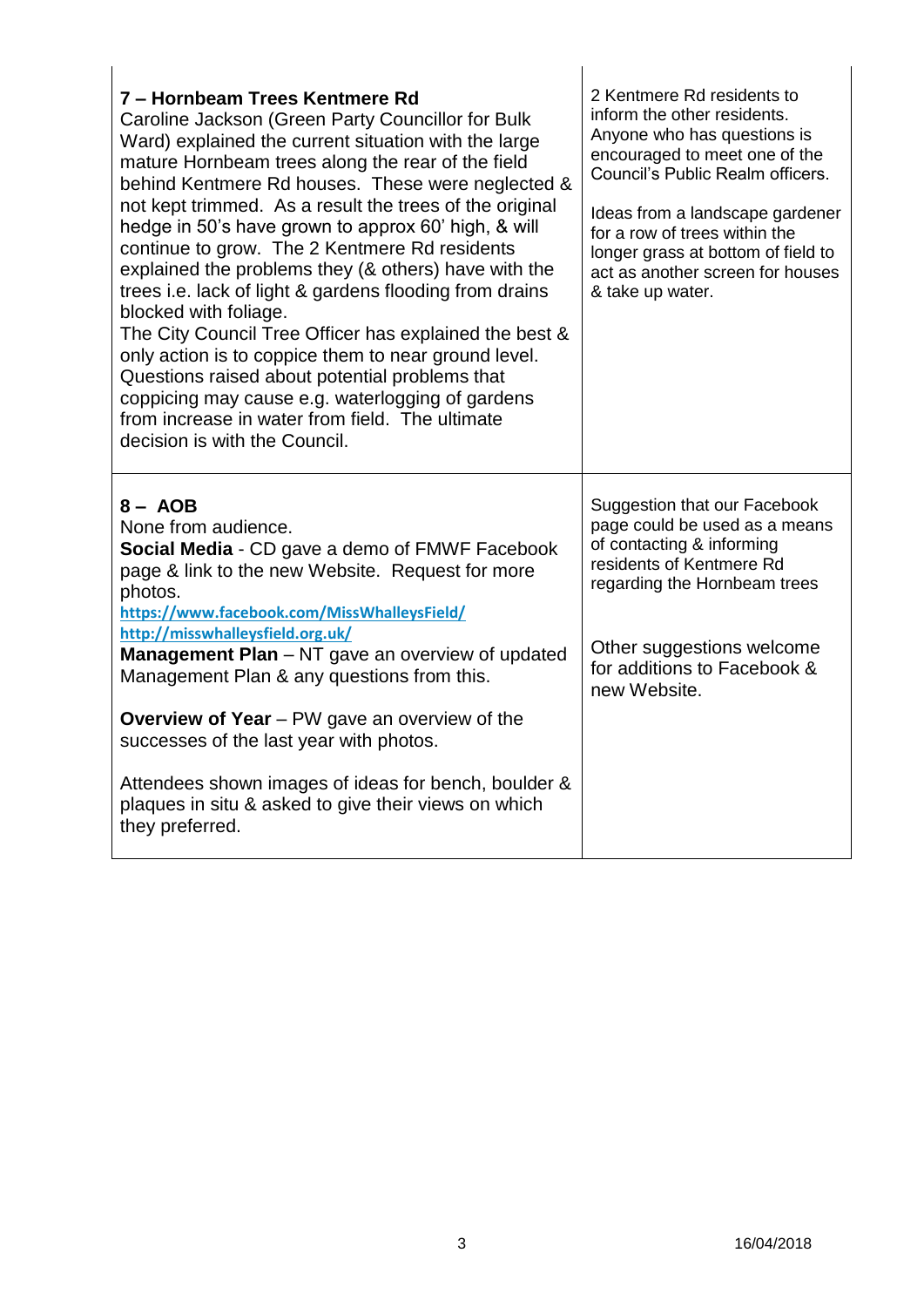| | |
|---|---|
| **7 – Hornbeam Trees Kentmere Rd**<br>Caroline Jackson (Green Party Councillor for Bulk Ward) explained the current situation with the large mature Hornbeam trees along the rear of the field behind Kentmere Rd houses. These were neglected & not kept trimmed. As a result the trees of the original hedge in 50's have grown to approx 60' high, & will continue to grow. The 2 Kentmere Rd residents explained the problems they (& others) have with the trees i.e. lack of light & gardens flooding from drains blocked with foliage.<br>The City Council Tree Officer has explained the best & only action is to coppice them to near ground level. Questions raised about potential problems that coppicing may cause e.g. waterlogging of gardens from increase in water from field. The ultimate decision is with the Council. | 2 Kentmere Rd residents to inform the other residents. Anyone who has questions is encouraged to meet one of the Council's Public Realm officers.<br><br>Ideas from a landscape gardener for a row of trees within the longer grass at bottom of field to act as another screen for houses & take up water. |
| **8 – AOB**<br>None from audience.<br>**Social Media** - CD gave a demo of FMWF Facebook page & link to the new Website. Request for more photos.<br>https://www.facebook.com/MissWhalleysField/<br>http://misswhalleysfield.org.uk/<br>**Management Plan** – NT gave an overview of updated Management Plan & any questions from this.<br><br>**Overview of Year** – PW gave an overview of the successes of the last year with photos.<br><br>Attendees shown images of ideas for bench, boulder & plaques in situ & asked to give their views on which they preferred. | Suggestion that our Facebook page could be used as a means of contacting & informing residents of Kentmere Rd regarding the Hornbeam trees<br><br>Other suggestions welcome for additions to Facebook & new Website. |